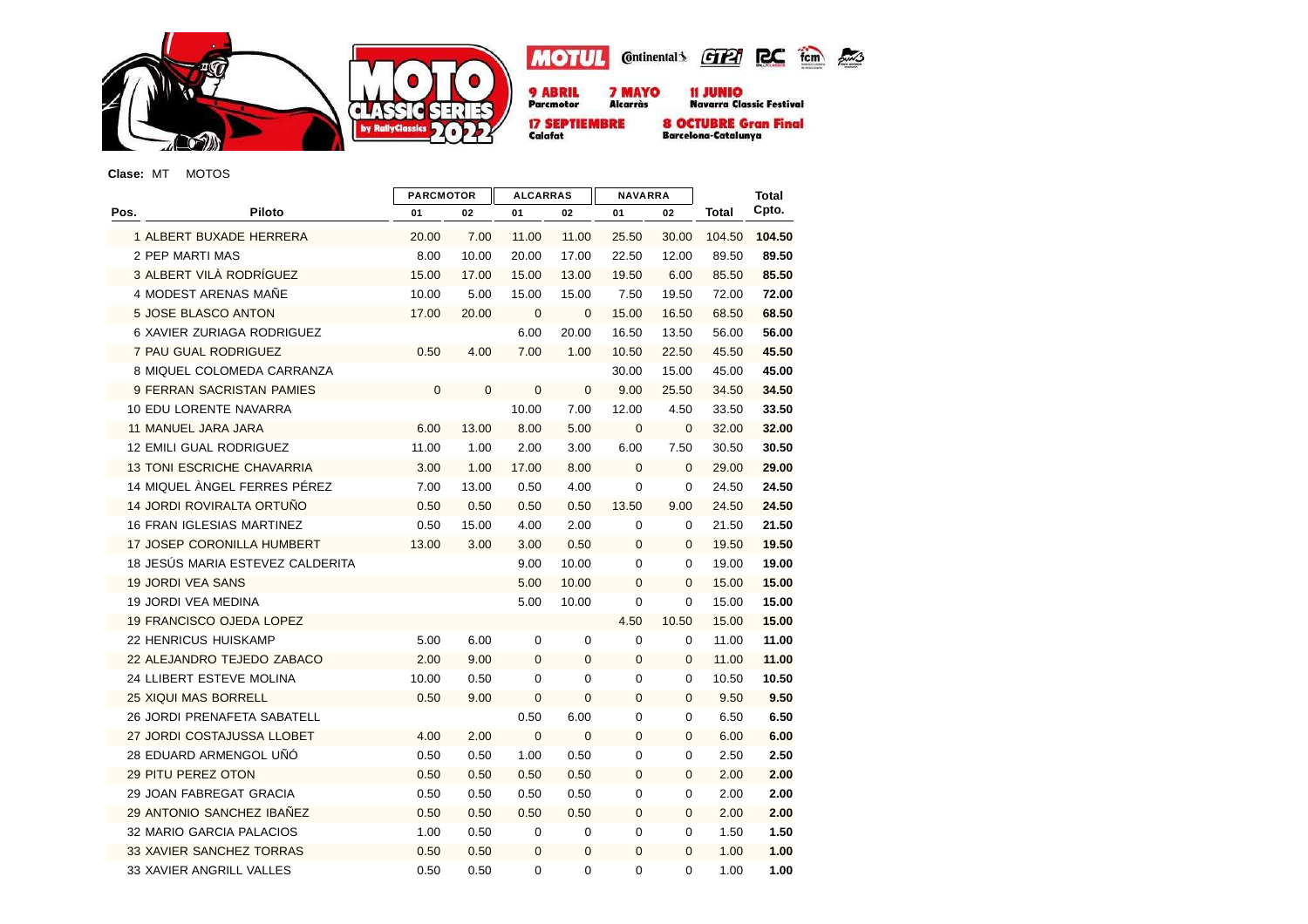MOTOCLASSIC SERIES by RallyClassics 2022

MOTUL Continental GT2i RC fcm

**9 ABRIL** Parcmotor **7 MAYO** Alcarràs **11 JUNIO** Navarra Classic Festival
**17 SEPTIEMBRE** Calafat **8 OCTUBRE Gran Final** Barcelona-Catalunya

**Clase:** MT MOTOS

| Pos. | Piloto | PARCMOTOR | | ALCARRAS | | NAVARRA | | Total | Total Cpto. |
|---|---|---|---|---|---|---|---|---|---|
| | | 01 | 02 | 01 | 02 | 01 | 02 | | |
| 1 | ALBERT BUXADE HERRERA | 20.00 | 7.00 | 11.00 | 11.00 | 25.50 | 30.00 | 104.50 | **104.50** |
| 2 | PEP MARTI MAS | 8.00 | 10.00 | 20.00 | 17.00 | 22.50 | 12.00 | 89.50 | **89.50** |
| 3 | ALBERT VILÀ RODRÍGUEZ | 15.00 | 17.00 | 15.00 | 13.00 | 19.50 | 6.00 | 85.50 | **85.50** |
| 4 | MODEST ARENAS MAÑE | 10.00 | 5.00 | 15.00 | 15.00 | 7.50 | 19.50 | 72.00 | **72.00** |
| 5 | JOSE BLASCO ANTON | 17.00 | 20.00 | 0 | 0 | 15.00 | 16.50 | 68.50 | **68.50** |
| 6 | XAVIER ZURIAGA RODRIGUEZ | | | 6.00 | 20.00 | 16.50 | 13.50 | 56.00 | **56.00** |
| 7 | PAU GUAL RODRIGUEZ | 0.50 | 4.00 | 7.00 | 1.00 | 10.50 | 22.50 | 45.50 | **45.50** |
| 8 | MIQUEL COLOMEDA CARRANZA | | | | | 30.00 | 15.00 | 45.00 | **45.00** |
| 9 | FERRAN SACRISTAN PAMIES | 0 | 0 | 0 | 0 | 9.00 | 25.50 | 34.50 | **34.50** |
| 10 | EDU LORENTE NAVARRA | | | 10.00 | 7.00 | 12.00 | 4.50 | 33.50 | **33.50** |
| 11 | MANUEL JARA JARA | 6.00 | 13.00 | 8.00 | 5.00 | 0 | 0 | 32.00 | **32.00** |
| 12 | EMILI GUAL RODRIGUEZ | 11.00 | 1.00 | 2.00 | 3.00 | 6.00 | 7.50 | 30.50 | **30.50** |
| 13 | TONI ESCRICHE CHAVARRIA | 3.00 | 1.00 | 17.00 | 8.00 | 0 | 0 | 29.00 | **29.00** |
| 14 | MIQUEL ÀNGEL FERRES PÉREZ | 7.00 | 13.00 | 0.50 | 4.00 | 0 | 0 | 24.50 | **24.50** |
| 14 | JORDI ROVIRALTA ORTUÑO | 0.50 | 0.50 | 0.50 | 0.50 | 13.50 | 9.00 | 24.50 | **24.50** |
| 16 | FRAN IGLESIAS MARTINEZ | 0.50 | 15.00 | 4.00 | 2.00 | 0 | 0 | 21.50 | **21.50** |
| 17 | JOSEP CORONILLA HUMBERT | 13.00 | 3.00 | 3.00 | 0.50 | 0 | 0 | 19.50 | **19.50** |
| 18 | JESÚS MARIA ESTEVEZ CALDERITA | | | 9.00 | 10.00 | 0 | 0 | 19.00 | **19.00** |
| 19 | JORDI VEA SANS | | | 5.00 | 10.00 | 0 | 0 | 15.00 | **15.00** |
| 19 | JORDI VEA MEDINA | | | 5.00 | 10.00 | 0 | 0 | 15.00 | **15.00** |
| 19 | FRANCISCO OJEDA LOPEZ | | | | | 4.50 | 10.50 | 15.00 | **15.00** |
| 22 | HENRICUS HUISKAMP | 5.00 | 6.00 | 0 | 0 | 0 | 0 | 11.00 | **11.00** |
| 22 | ALEJANDRO TEJEDO ZABACO | 2.00 | 9.00 | 0 | 0 | 0 | 0 | 11.00 | **11.00** |
| 24 | LLIBERT ESTEVE MOLINA | 10.00 | 0.50 | 0 | 0 | 0 | 0 | 10.50 | **10.50** |
| 25 | XIQUI MAS BORRELL | 0.50 | 9.00 | 0 | 0 | 0 | 0 | 9.50 | **9.50** |
| 26 | JORDI PRENAFETA SABATELL | | | 0.50 | 6.00 | 0 | 0 | 6.50 | **6.50** |
| 27 | JORDI COSTAJUSSA LLOBET | 4.00 | 2.00 | 0 | 0 | 0 | 0 | 6.00 | **6.00** |
| 28 | EDUARD ARMENGOL UÑÓ | 0.50 | 0.50 | 1.00 | 0.50 | 0 | 0 | 2.50 | **2.50** |
| 29 | PITU PEREZ OTON | 0.50 | 0.50 | 0.50 | 0.50 | 0 | 0 | 2.00 | **2.00** |
| 29 | JOAN FABREGAT GRACIA | 0.50 | 0.50 | 0.50 | 0.50 | 0 | 0 | 2.00 | **2.00** |
| 29 | ANTONIO SANCHEZ IBAÑEZ | 0.50 | 0.50 | 0.50 | 0.50 | 0 | 0 | 2.00 | **2.00** |
| 32 | MARIO GARCIA PALACIOS | 1.00 | 0.50 | 0 | 0 | 0 | 0 | 1.50 | **1.50** |
| 33 | XAVIER SANCHEZ TORRAS | 0.50 | 0.50 | 0 | 0 | 0 | 0 | 1.00 | **1.00** |
| 33 | XAVIER ANGRILL VALLES | 0.50 | 0.50 | 0 | 0 | 0 | 0 | 1.00 | **1.00** |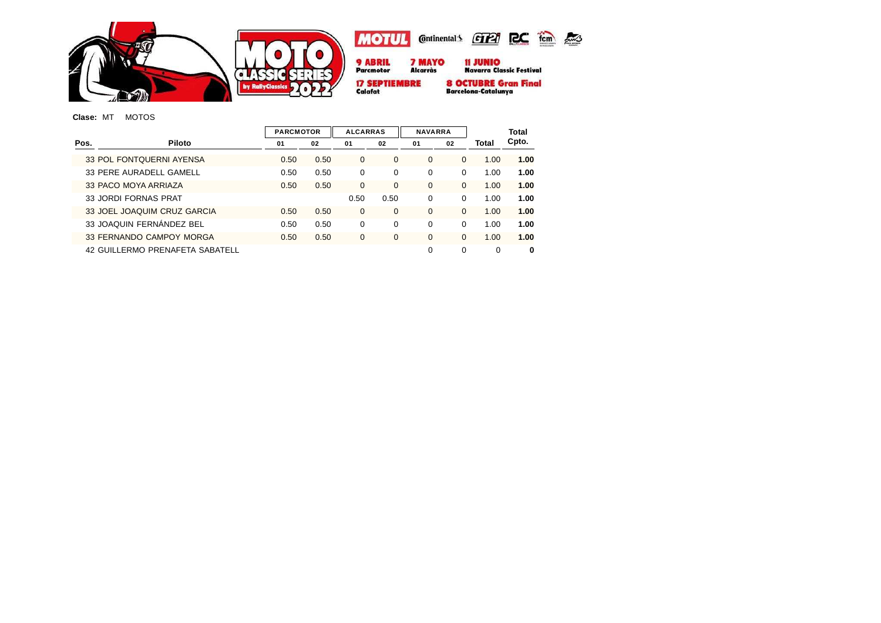MOTO CLASSIC SERIES by RallyClassics 2022

MOTUL · Continental · GT2i · RC · fcm

**9 ABRIL** Parcmotor · **7 MAYO** Alcarràs · **11 JUNIO** Navarra Classic Festival · **17 SEPTIEMBRE** Calafat · **8 OCTUBRE Gran Final** Barcelona-Catalunya

**Clase:** MT MOTOS

| Pos. | Piloto | PARCMOTOR 01 | PARCMOTOR 02 | ALCARRAS 01 | ALCARRAS 02 | NAVARRA 01 | NAVARRA 02 | Total | Total Cpto. |
|---|---|---|---|---|---|---|---|---|---|
| 33 | POL FONTQUERNI AYENSA | 0.50 | 0.50 | 0 | 0 | 0 | 0 | 1.00 | **1.00** |
| 33 | PERE AURADELL GAMELL | 0.50 | 0.50 | 0 | 0 | 0 | 0 | 1.00 | **1.00** |
| 33 | PACO MOYA ARRIAZA | 0.50 | 0.50 | 0 | 0 | 0 | 0 | 1.00 | **1.00** |
| 33 | JORDI FORNAS PRAT | | | 0.50 | 0.50 | 0 | 0 | 1.00 | **1.00** |
| 33 | JOEL JOAQUIM CRUZ GARCIA | 0.50 | 0.50 | 0 | 0 | 0 | 0 | 1.00 | **1.00** |
| 33 | JOAQUIN FERNÁNDEZ BEL | 0.50 | 0.50 | 0 | 0 | 0 | 0 | 1.00 | **1.00** |
| 33 | FERNANDO CAMPOY MORGA | 0.50 | 0.50 | 0 | 0 | 0 | 0 | 1.00 | **1.00** |
| 42 | GUILLERMO PRENAFETA SABATELL | | | | | 0 | 0 | 0 | **0** |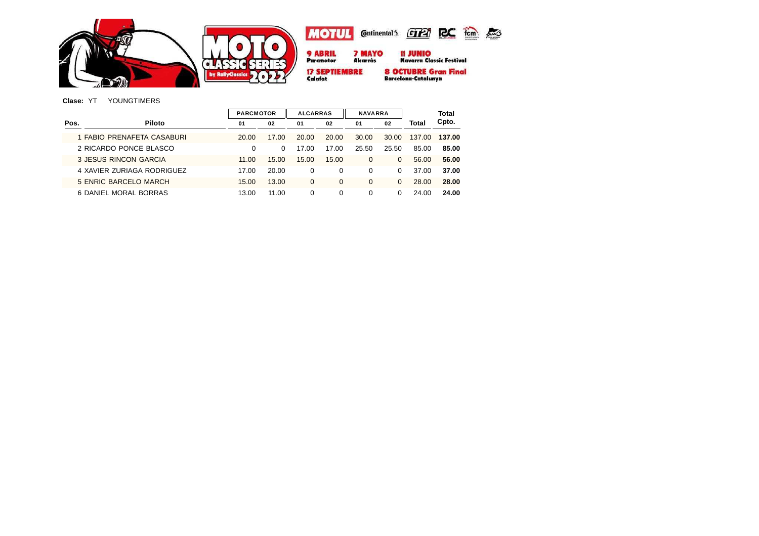MOTUL Continental GT2i RC fcm

MOTO CLASSIC SERIES by RallyClassics 2022

**9 ABRIL** Parcmotor

**7 MAYO** Alcarràs

**11 JUNIO** Navarra Classic Festival

**17 SEPTIEMBRE** Calafat

**8 OCTUBRE Gran Final** Barcelona-Catalunya

**Clase:** YT YOUNGTIMERS

| Pos. | Piloto | PARCMOTOR | | ALCARRAS | | NAVARRA | | Total | Total Cpto. |
|---|---|---|---|---|---|---|---|---|---|
| | | 01 | 02 | 01 | 02 | 01 | 02 | | |
| 1 | FABIO PRENAFETA CASABURI | 20.00 | 17.00 | 20.00 | 20.00 | 30.00 | 30.00 | 137.00 | **137.00** |
| 2 | RICARDO PONCE BLASCO | 0 | 0 | 17.00 | 17.00 | 25.50 | 25.50 | 85.00 | **85.00** |
| 3 | JESUS RINCON GARCIA | 11.00 | 15.00 | 15.00 | 15.00 | 0 | 0 | 56.00 | **56.00** |
| 4 | XAVIER ZURIAGA RODRIGUEZ | 17.00 | 20.00 | 0 | 0 | 0 | 0 | 37.00 | **37.00** |
| 5 | ENRIC BARCELO MARCH | 15.00 | 13.00 | 0 | 0 | 0 | 0 | 28.00 | **28.00** |
| 6 | DANIEL MORAL BORRAS | 13.00 | 11.00 | 0 | 0 | 0 | 0 | 24.00 | **24.00** |